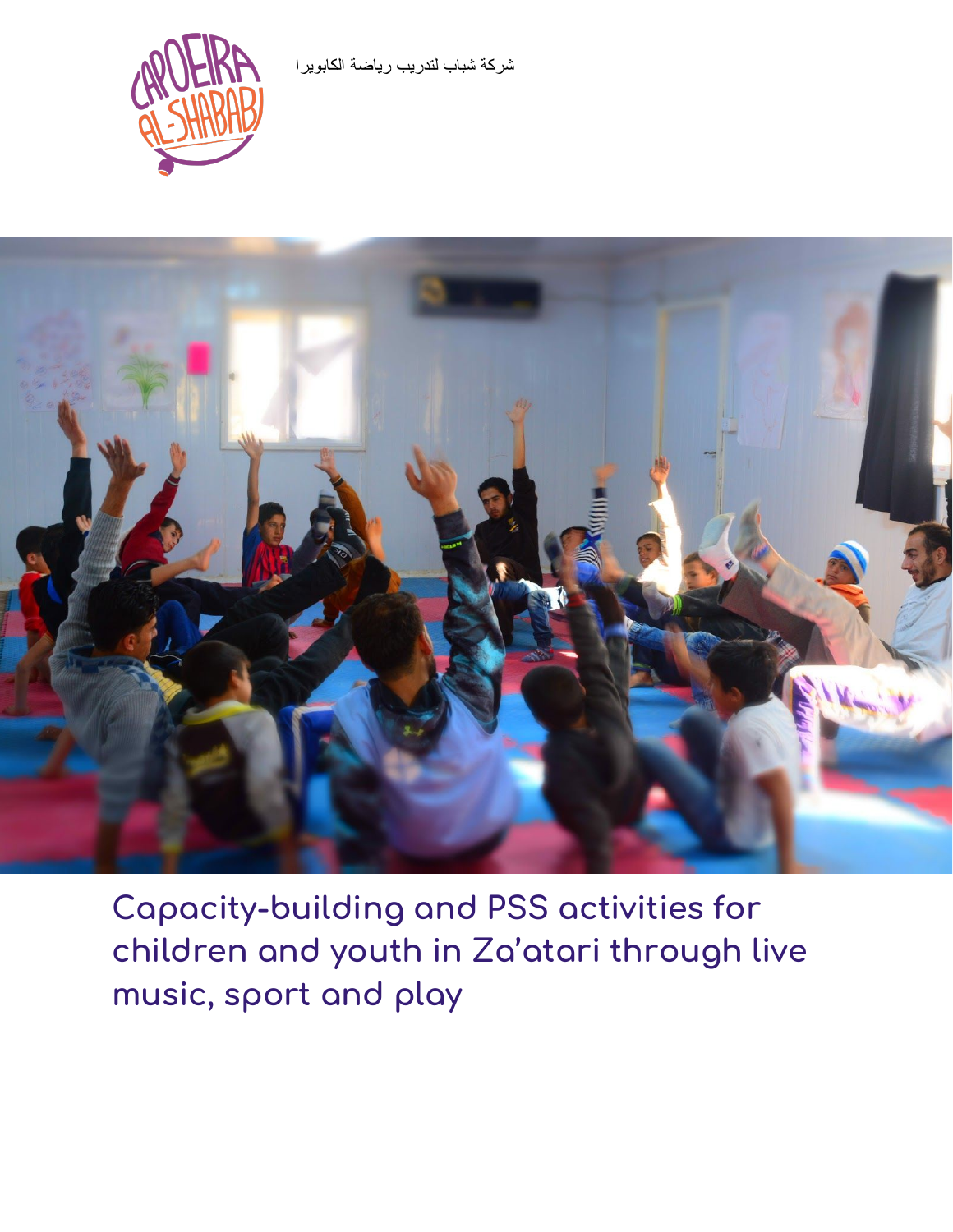شركة شباب لتدريب رياضة الكابويرا

# Capacity-building and PSS activities for children and youth in Za'atari through live music, sport and play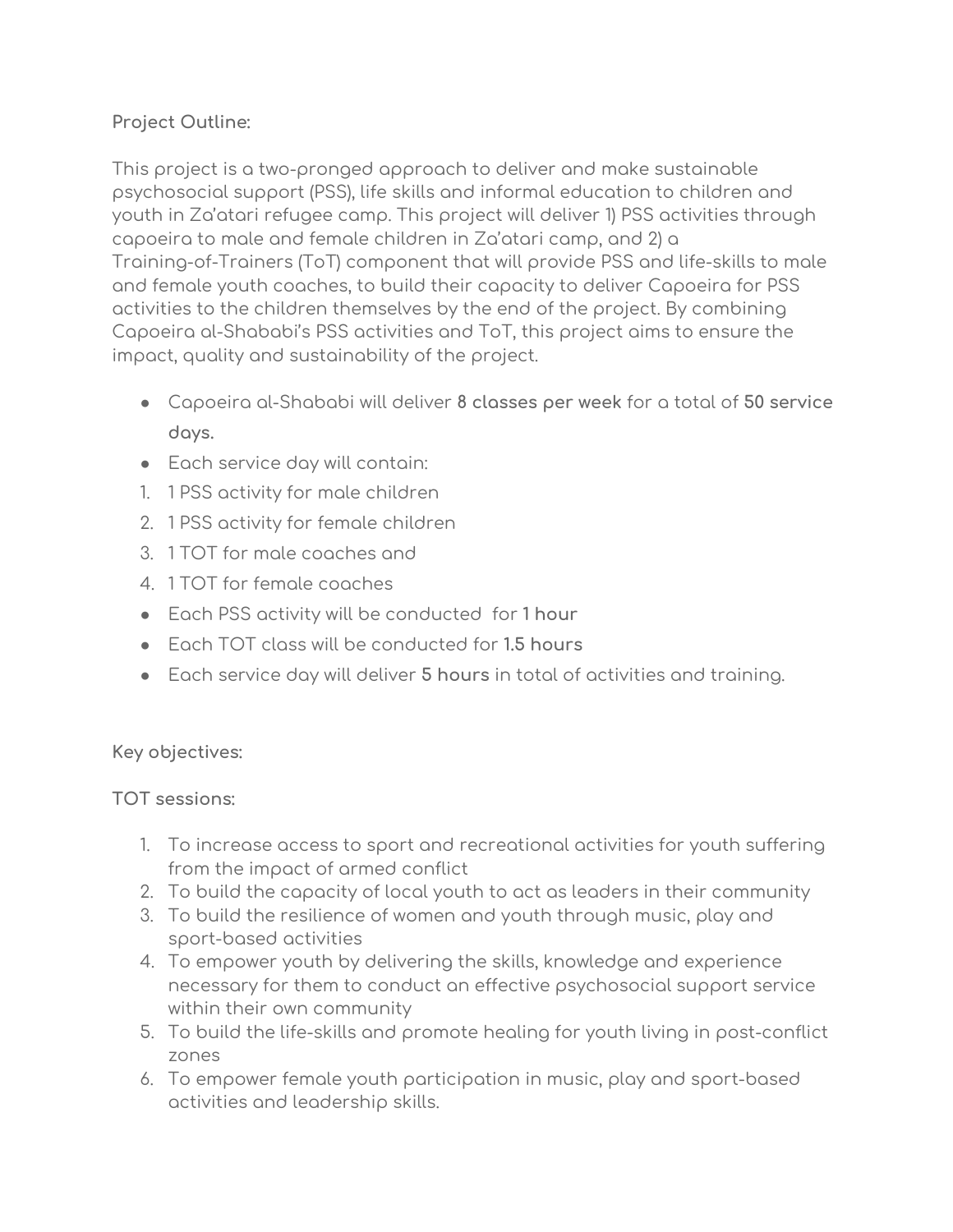**Project Outline:**

This project is a two-pronged approach to deliver and make sustainable psychosocial support (PSS), life skills and informal education to children and youth in Za'atari refugee camp. This project will deliver 1) PSS activities through capoeira to male and female children in Za'atari camp, and 2) a Training-of-Trainers (ToT) component that will provide PSS and life-skills to male and female youth coaches, to build their capacity to deliver Capoeira for PSS activities to the children themselves by the end of the project. By combining Capoeira al-Shababi's PSS activities and ToT, this project aims to ensure the impact, quality and sustainability of the project.

- Capoeira al-Shababi will deliver **8 classes per week** for a total of **50 service days.**
- Each service day will contain:

1. 1 PSS activity for male children
2. 1 PSS activity for female children
3. 1 TOT for male coaches and
4. 1 TOT for female coaches

- Each PSS activity will be conducted for **1 hour**
- Each TOT class will be conducted for **1.5 hours**
- Each service day will deliver **5 hours** in total of activities and training.

**Key objectives:**

**TOT sessions:**

1. To increase access to sport and recreational activities for youth suffering from the impact of armed conflict
2. To build the capacity of local youth to act as leaders in their community
3. To build the resilience of women and youth through music, play and sport-based activities
4. To empower youth by delivering the skills, knowledge and experience necessary for them to conduct an effective psychosocial support service within their own community
5. To build the life-skills and promote healing for youth living in post-conflict zones
6. To empower female youth participation in music, play and sport-based activities and leadership skills.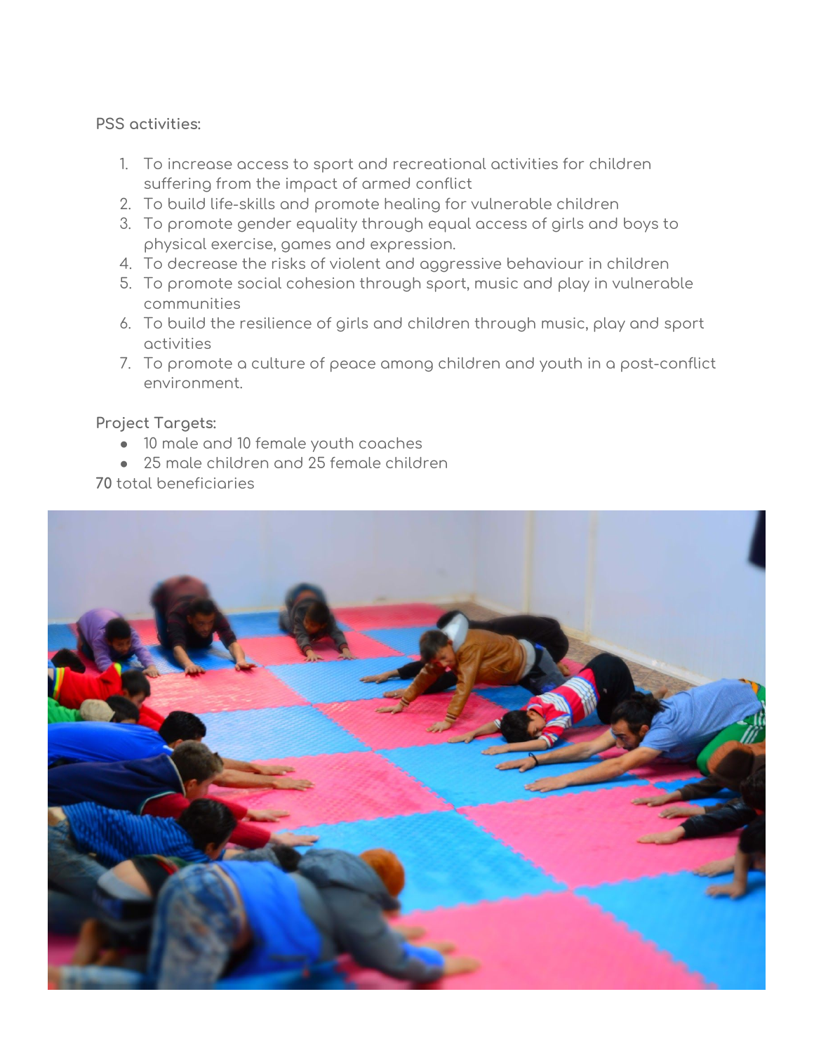PSS activities:

1. To increase access to sport and recreational activities for children suffering from the impact of armed conflict
2. To build life-skills and promote healing for vulnerable children
3. To promote gender equality through equal access of girls and boys to physical exercise, games and expression.
4. To decrease the risks of violent and aggressive behaviour in children
5. To promote social cohesion through sport, music and play in vulnerable communities
6. To build the resilience of girls and children through music, play and sport activities
7. To promote a culture of peace among children and youth in a post-conflict environment.

Project Targets:

- 10 male and 10 female youth coaches
- 25 male children and 25 female children

**70** total beneficiaries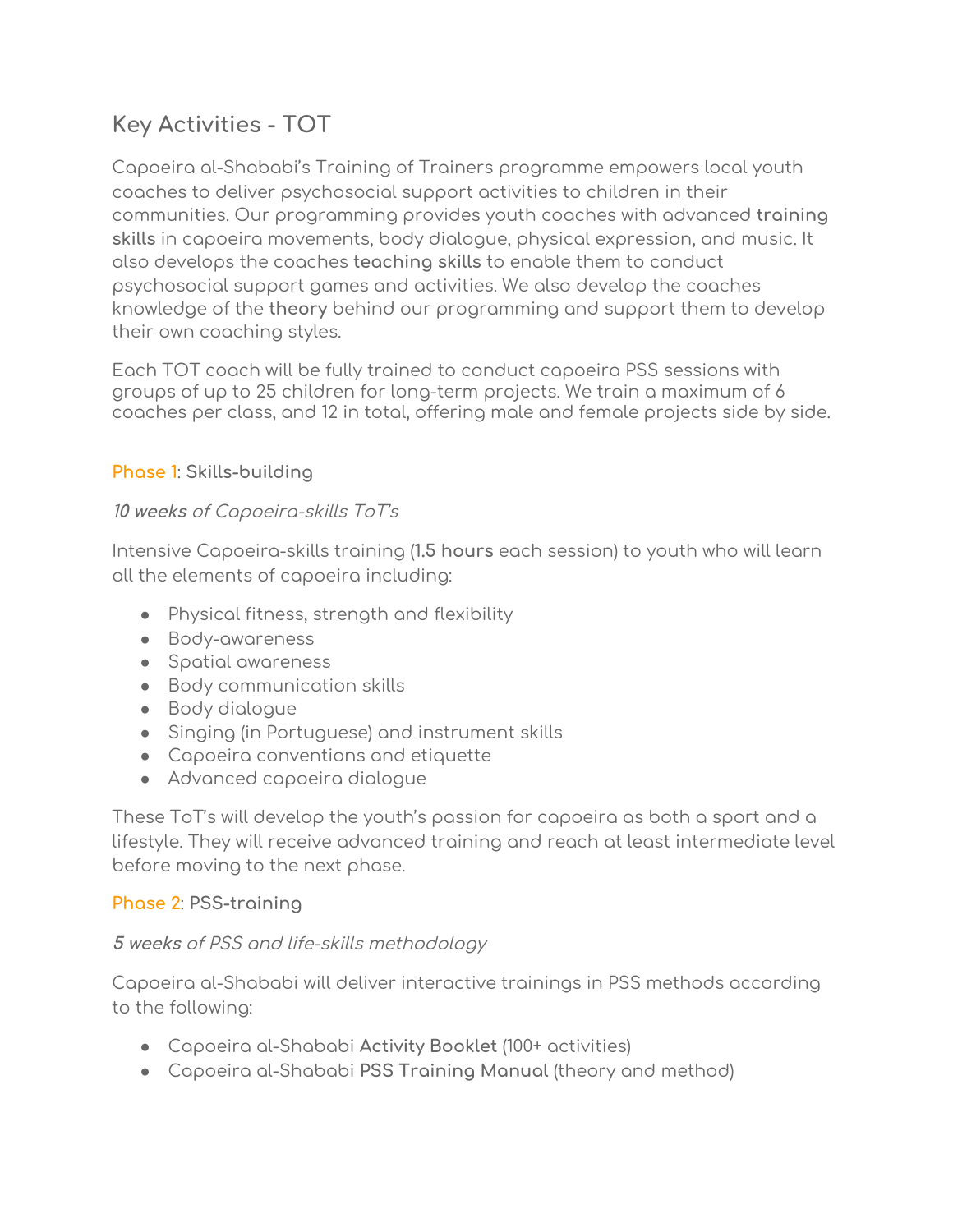## Key Activities - TOT

Capoeira al-Shababi's Training of Trainers programme empowers local youth coaches to deliver psychosocial support activities to children in their communities. Our programming provides youth coaches with advanced **training skills** in capoeira movements, body dialogue, physical expression, and music. It also develops the coaches **teaching skills** to enable them to conduct psychosocial support games and activities. We also develop the coaches knowledge of the **theory** behind our programming and support them to develop their own coaching styles.

Each TOT coach will be fully trained to conduct capoeira PSS sessions with groups of up to 25 children for long-term projects. We train a maximum of 6 coaches per class, and 12 in total, offering male and female projects side by side.

### Phase 1: Skills-building

*10 weeks of Capoeira-skills ToT's*

Intensive Capoeira-skills training (**1.5 hours** each session) to youth who will learn all the elements of capoeira including:

- Physical fitness, strength and flexibility
- Body-awareness
- Spatial awareness
- Body communication skills
- Body dialogue
- Singing (in Portuguese) and instrument skills
- Capoeira conventions and etiquette
- Advanced capoeira dialogue

These ToT's will develop the youth's passion for capoeira as both a sport and a lifestyle. They will receive advanced training and reach at least intermediate level before moving to the next phase.

### Phase 2: PSS-training

*5 weeks of PSS and life-skills methodology*

Capoeira al-Shababi will deliver interactive trainings in PSS methods according to the following:

- Capoeira al-Shababi **Activity Booklet** (100+ activities)
- Capoeira al-Shababi **PSS Training Manual** (theory and method)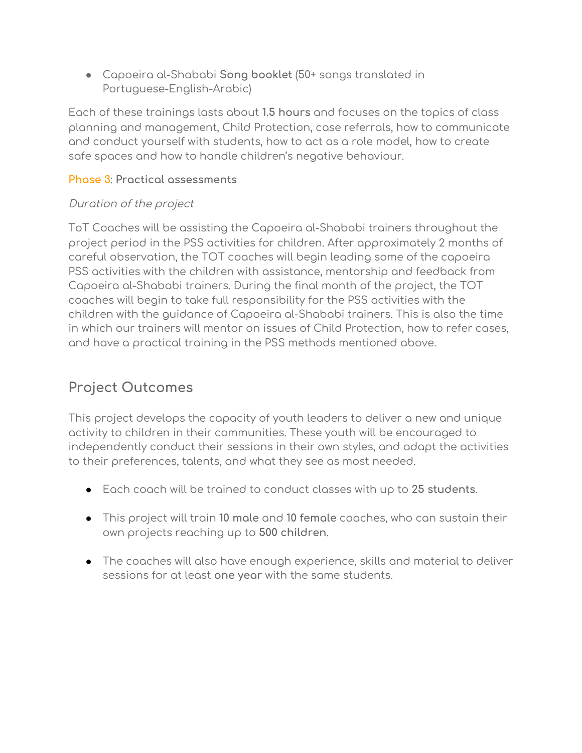- Capoeira al-Shababi **Song booklet** (50+ songs translated in Portuguese-English-Arabic)

Each of these trainings lasts about **1.5 hours** and focuses on the topics of class planning and management, Child Protection, case referrals, how to communicate and conduct yourself with students, how to act as a role model, how to create safe spaces and how to handle children's negative behaviour.

**Phase 3: Practical assessments**

*Duration of the project*

ToT Coaches will be assisting the Capoeira al-Shababi trainers throughout the project period in the PSS activities for children. After approximately 2 months of careful observation, the TOT coaches will begin leading some of the capoeira PSS activities with the children with assistance, mentorship and feedback from Capoeira al-Shababi trainers. During the final month of the project, the TOT coaches will begin to take full responsibility for the PSS activities with the children with the guidance of Capoeira al-Shababi trainers. This is also the time in which our trainers will mentor on issues of Child Protection, how to refer cases, and have a practical training in the PSS methods mentioned above.

## Project Outcomes

This project develops the capacity of youth leaders to deliver a new and unique activity to children in their communities. These youth will be encouraged to independently conduct their sessions in their own styles, and adapt the activities to their preferences, talents, and what they see as most needed.

- Each coach will be trained to conduct classes with up to **25 students**.
- This project will train **10 male** and **10 female** coaches, who can sustain their own projects reaching up to **500 children**.
- The coaches will also have enough experience, skills and material to deliver sessions for at least **one year** with the same students.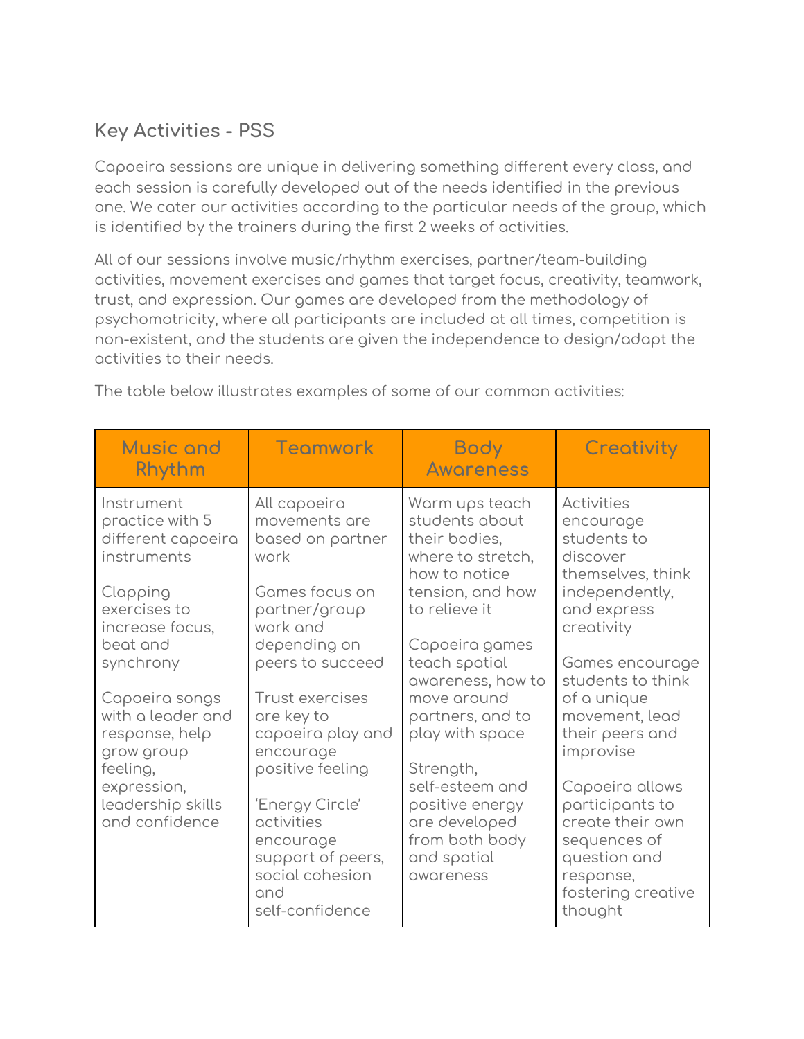## Key Activities - PSS

Capoeira sessions are unique in delivering something different every class, and each session is carefully developed out of the needs identified in the previous one. We cater our activities according to the particular needs of the group, which is identified by the trainers during the first 2 weeks of activities.

All of our sessions involve music/rhythm exercises, partner/team-building activities, movement exercises and games that target focus, creativity, teamwork, trust, and expression. Our games are developed from the methodology of psychomotricity, where all participants are included at all times, competition is non-existent, and the students are given the independence to design/adapt the activities to their needs.

The table below illustrates examples of some of our common activities:

| Music and Rhythm | Teamwork | Body Awareness | Creativity |
|---|---|---|---|
| Instrument practice with 5 different capoeira instruments<br><br>Clapping exercises to increase focus, beat and synchrony<br><br>Capoeira songs with a leader and response, help grow group feeling, expression, leadership skills and confidence | All capoeira movements are based on partner work<br><br>Games focus on partner/group work and depending on peers to succeed<br><br>Trust exercises are key to capoeira play and encourage positive feeling<br><br>'Energy Circle' activities encourage support of peers, social cohesion and self-confidence | Warm ups teach students about their bodies, where to stretch, how to notice tension, and how to relieve it<br><br>Capoeira games teach spatial awareness, how to move around partners, and to play with space<br><br>Strength, self-esteem and positive energy are developed from both body and spatial awareness | Activities encourage students to discover themselves, think independently, and express creativity<br><br>Games encourage students to think of a unique movement, lead their peers and improvise<br><br>Capoeira allows participants to create their own sequences of question and response, fostering creative thought |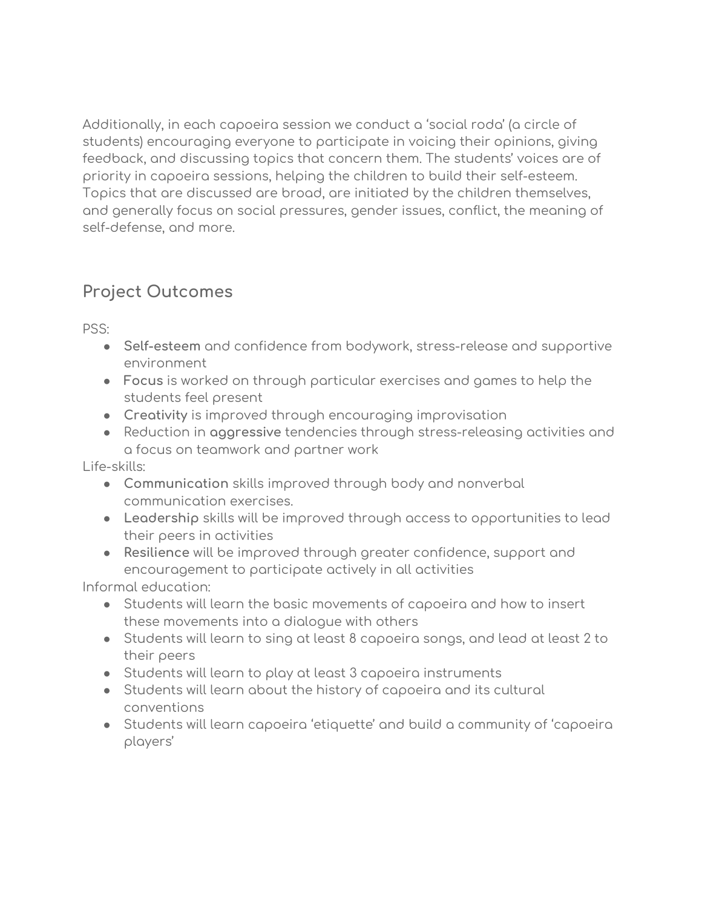Additionally, in each capoeira session we conduct a 'social roda' (a circle of students) encouraging everyone to participate in voicing their opinions, giving feedback, and discussing topics that concern them. The students' voices are of priority in capoeira sessions, helping the children to build their self-esteem. Topics that are discussed are broad, are initiated by the children themselves, and generally focus on social pressures, gender issues, conflict, the meaning of self-defense, and more.

## Project Outcomes

PSS:

- **Self-esteem** and confidence from bodywork, stress-release and supportive environment
- **Focus** is worked on through particular exercises and games to help the students feel present
- **Creativity** is improved through encouraging improvisation
- Reduction in **aggressive** tendencies through stress-releasing activities and a focus on teamwork and partner work

Life-skills:

- **Communication** skills improved through body and nonverbal communication exercises.
- **Leadership** skills will be improved through access to opportunities to lead their peers in activities
- **Resilience** will be improved through greater confidence, support and encouragement to participate actively in all activities

Informal education:

- Students will learn the basic movements of capoeira and how to insert these movements into a dialogue with others
- Students will learn to sing at least 8 capoeira songs, and lead at least 2 to their peers
- Students will learn to play at least 3 capoeira instruments
- Students will learn about the history of capoeira and its cultural conventions
- Students will learn capoeira 'etiquette' and build a community of 'capoeira players'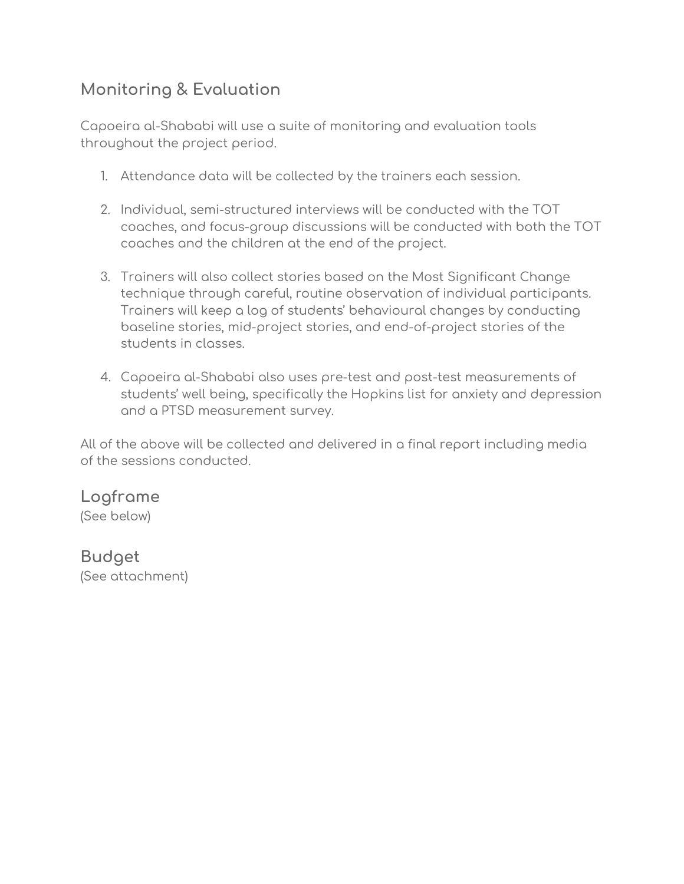## Monitoring & Evaluation

Capoeira al-Shababi will use a suite of monitoring and evaluation tools throughout the project period.

1. Attendance data will be collected by the trainers each session.

2. Individual, semi-structured interviews will be conducted with the TOT coaches, and focus-group discussions will be conducted with both the TOT coaches and the children at the end of the project.

3. Trainers will also collect stories based on the Most Significant Change technique through careful, routine observation of individual participants. Trainers will keep a log of students' behavioural changes by conducting baseline stories, mid-project stories, and end-of-project stories of the students in classes.

4. Capoeira al-Shababi also uses pre-test and post-test measurements of students' well being, specifically the Hopkins list for anxiety and depression and a PTSD measurement survey.

All of the above will be collected and delivered in a final report including media of the sessions conducted.

## Logframe

(See below)

## Budget

(See attachment)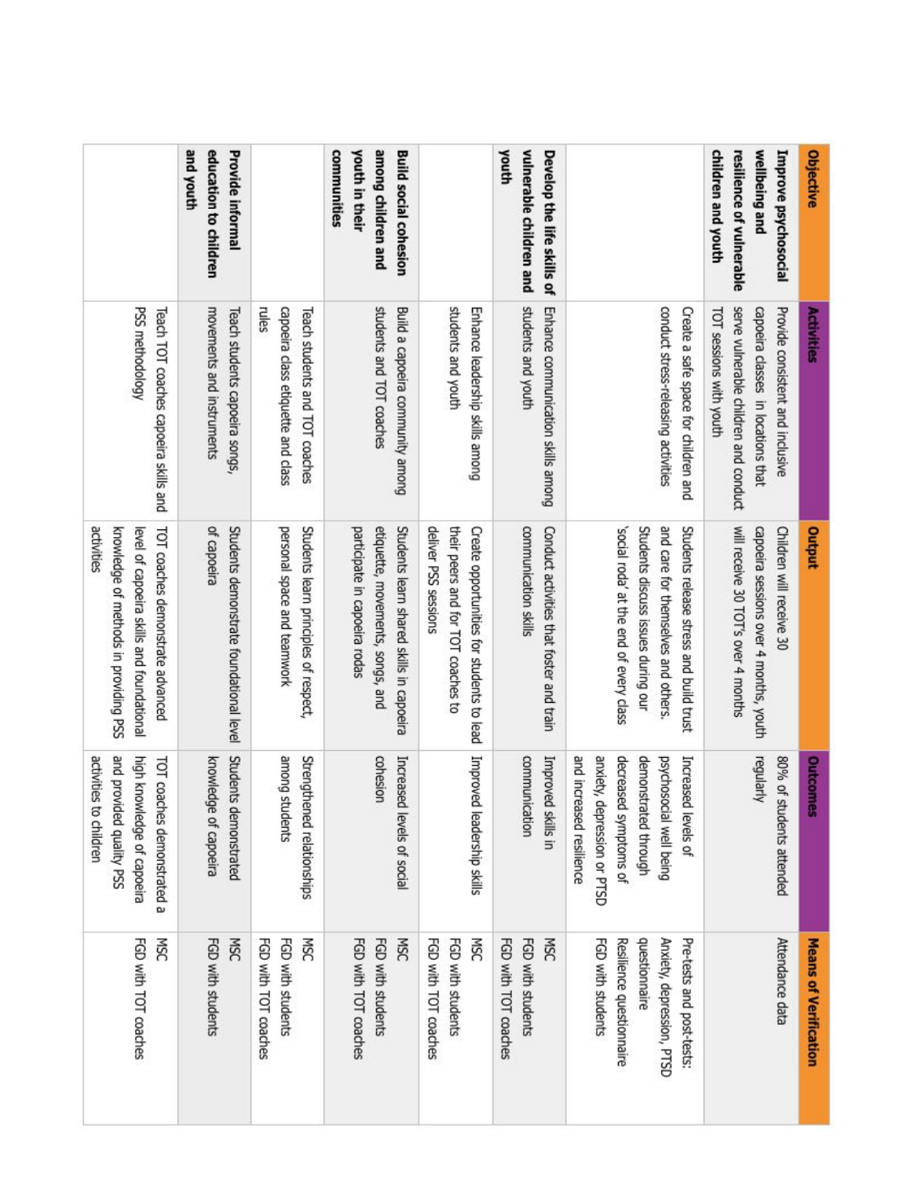| Objective | Activities | Output | Outcomes | Means of Verification |
| --- | --- | --- | --- | --- |
| **Improve psychosocial wellbeing and resilience of vulnerable children and youth** | Provide consistent and inclusive capoeira classes in locations that serve vulnerable children and conduct TOT sessions with youth | Children will receive 30 capoeira sessions over 4 months, youth will receive 30 TOT's over 4 months | 80% of students attended regularly | Attendance data |
| | Create a safe space for children and conduct stress-releasing activities | Students release stress and build trust and care for themselves and others. Students discuss issues during our 'social roda' at the end of every class | Increased levels of psychosocial well being demonstrated through decreased symptoms of anxiety, depression or PTSD and increased resilience | Pre-tests and post-tests: Anxiety, depression, PTSD questionnaire<br>Resilience questionnaire<br>FGD with students |
| **Develop the life skills of vulnerable children and youth** | Enhance communication skills among students and youth | Conduct activities that foster and train communication skills | Improved skills in communication | MSC<br>FGD with students<br>FGD with TOT coaches |
| | Enhance leadership skills among students and youth | Create opportunities for students to lead their peers and for TOT coaches to deliver PSS sessions | Improved leadership skills | MSC<br>FGD with students<br>FGD with TOT coaches |
| **Build social cohesion among children and youth in their communities** | Build a capoeira community among students and TOT coaches | Students learn shared skills in capoeira etiquette, movements, songs, and participate in capoeira rodas | Increased levels of social cohesion | MSC<br>FGD with students<br>FGD with TOT coaches |
| | Teach students and TOT coaches capoeira class etiquette and class rules | Students learn principles of respect, personal space and teamwork | Strengthened relationships among students | MSC<br>FGD with students<br>FGD with TOT coaches |
| **Provide informal education to children and youth** | Teach students capoeira songs, movements and instruments | Students demonstrate foundational level of capoeira | Students demonstrated knowledge of capoeira | MSC<br>FGD with students |
| | Teach TOT coaches capoeira skills and PSS methodology | TOT coaches demonstrate advanced level of capoeira skills and foundational knowledge of methods in providing PSS activities | TOT coaches demonstrated a high knowledge of capoeira and provided quality PSS activities to children | MSC<br>FGD with TOT coaches |